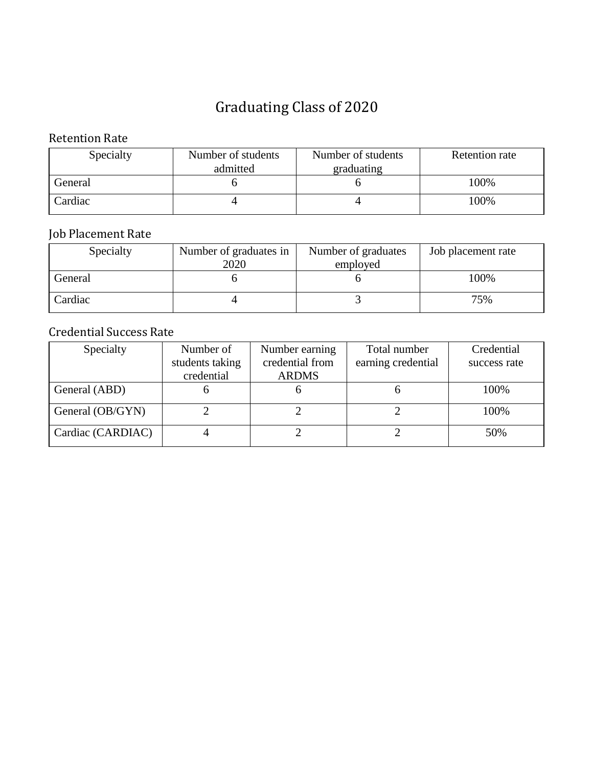# Graduating Class of 2020

## Retention Rate

| Specialty | Number of students admitted | Number of students graduating | Retention rate |
|---|---|---|---|
| General | 6 | 6 | 100% |
| Cardiac | 4 | 4 | 100% |

## Job Placement Rate

| Specialty | Number of graduates in 2020 | Number of graduates employed | Job placement rate |
|---|---|---|---|
| General | 6 | 6 | 100% |
| Cardiac | 4 | 3 | 75% |

## Credential Success Rate

| Specialty | Number of students taking credential | Number earning credential from ARDMS | Total number earning credential | Credential success rate |
|---|---|---|---|---|
| General (ABD) | 6 | 6 | 6 | 100% |
| General (OB/GYN) | 2 | 2 | 2 | 100% |
| Cardiac (CARDIAC) | 4 | 2 | 2 | 50% |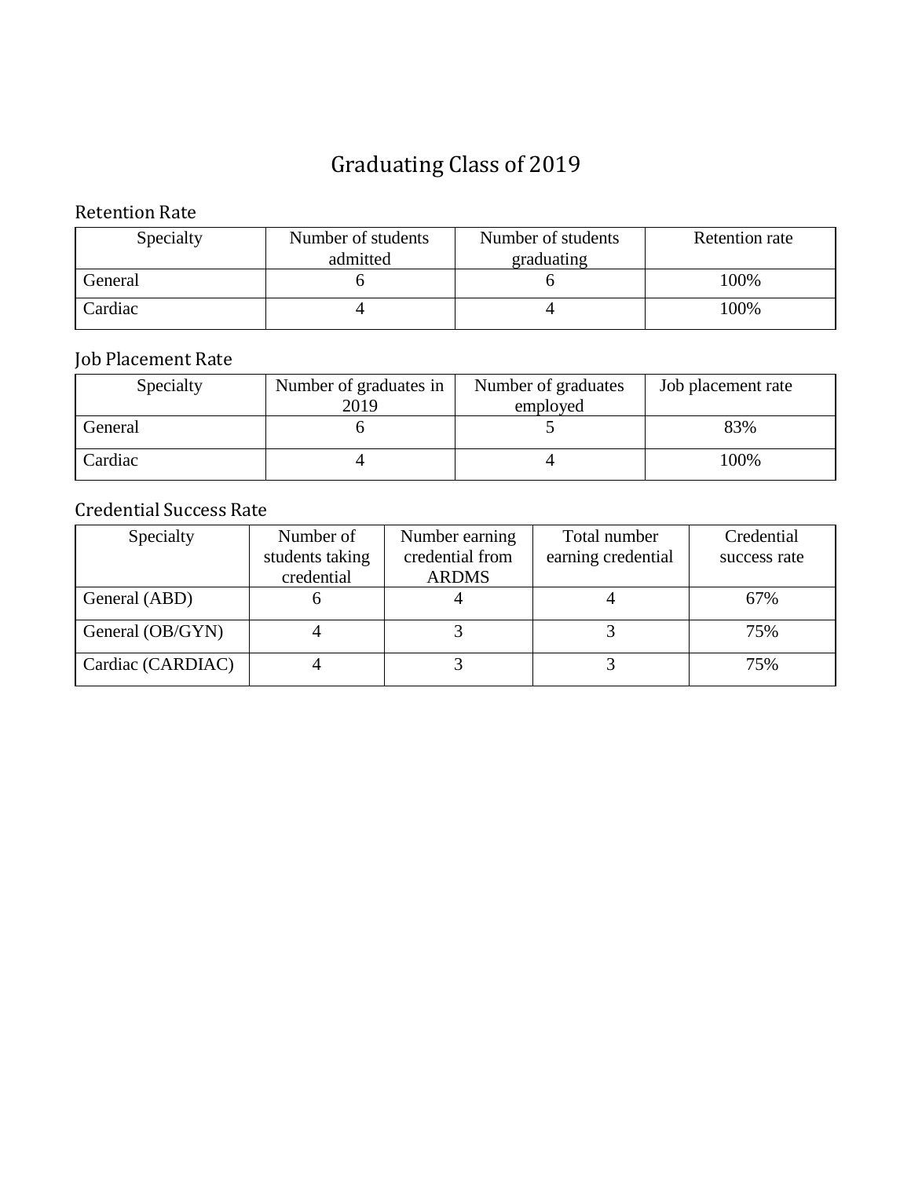# Graduating Class of 2019

## Retention Rate

| Specialty | Number of students admitted | Number of students graduating | Retention rate |
|---|---|---|---|
| General | 6 | 6 | 100% |
| Cardiac | 4 | 4 | 100% |

## Job Placement Rate

| Specialty | Number of graduates in 2019 | Number of graduates employed | Job placement rate |
|---|---|---|---|
| General | 6 | 5 | 83% |
| Cardiac | 4 | 4 | 100% |

## Credential Success Rate

| Specialty | Number of students taking credential | Number earning credential from ARDMS | Total number earning credential | Credential success rate |
|---|---|---|---|---|
| General (ABD) | 6 | 4 | 4 | 67% |
| General (OB/GYN) | 4 | 3 | 3 | 75% |
| Cardiac (CARDIAC) | 4 | 3 | 3 | 75% |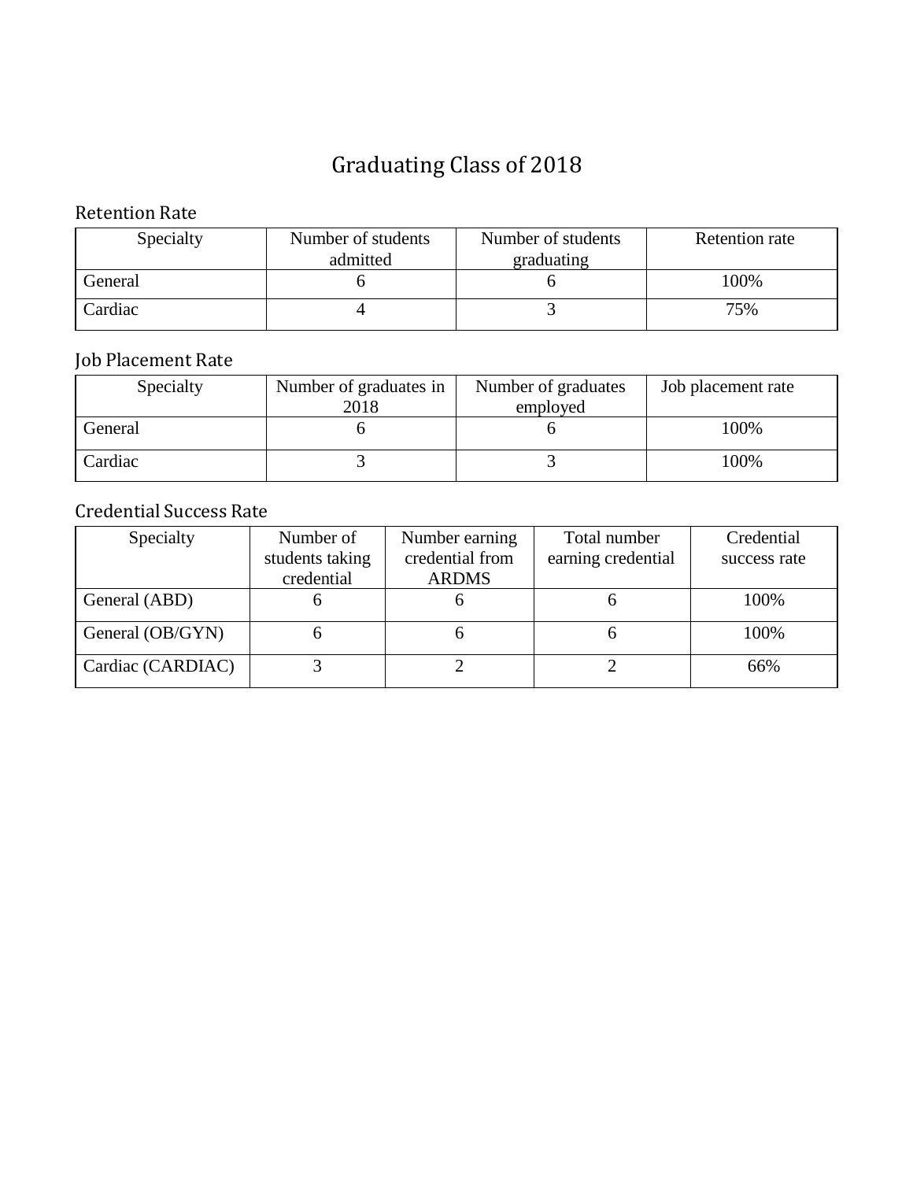# Graduating Class of 2018

## Retention Rate

| Specialty | Number of students admitted | Number of students graduating | Retention rate |
|---|---|---|---|
| General | 6 | 6 | 100% |
| Cardiac | 4 | 3 | 75% |

## Job Placement Rate

| Specialty | Number of graduates in 2018 | Number of graduates employed | Job placement rate |
|---|---|---|---|
| General | 6 | 6 | 100% |
| Cardiac | 3 | 3 | 100% |

## Credential Success Rate

| Specialty | Number of students taking credential | Number earning credential from ARDMS | Total number earning credential | Credential success rate |
|---|---|---|---|---|
| General (ABD) | 6 | 6 | 6 | 100% |
| General (OB/GYN) | 6 | 6 | 6 | 100% |
| Cardiac (CARDIAC) | 3 | 2 | 2 | 66% |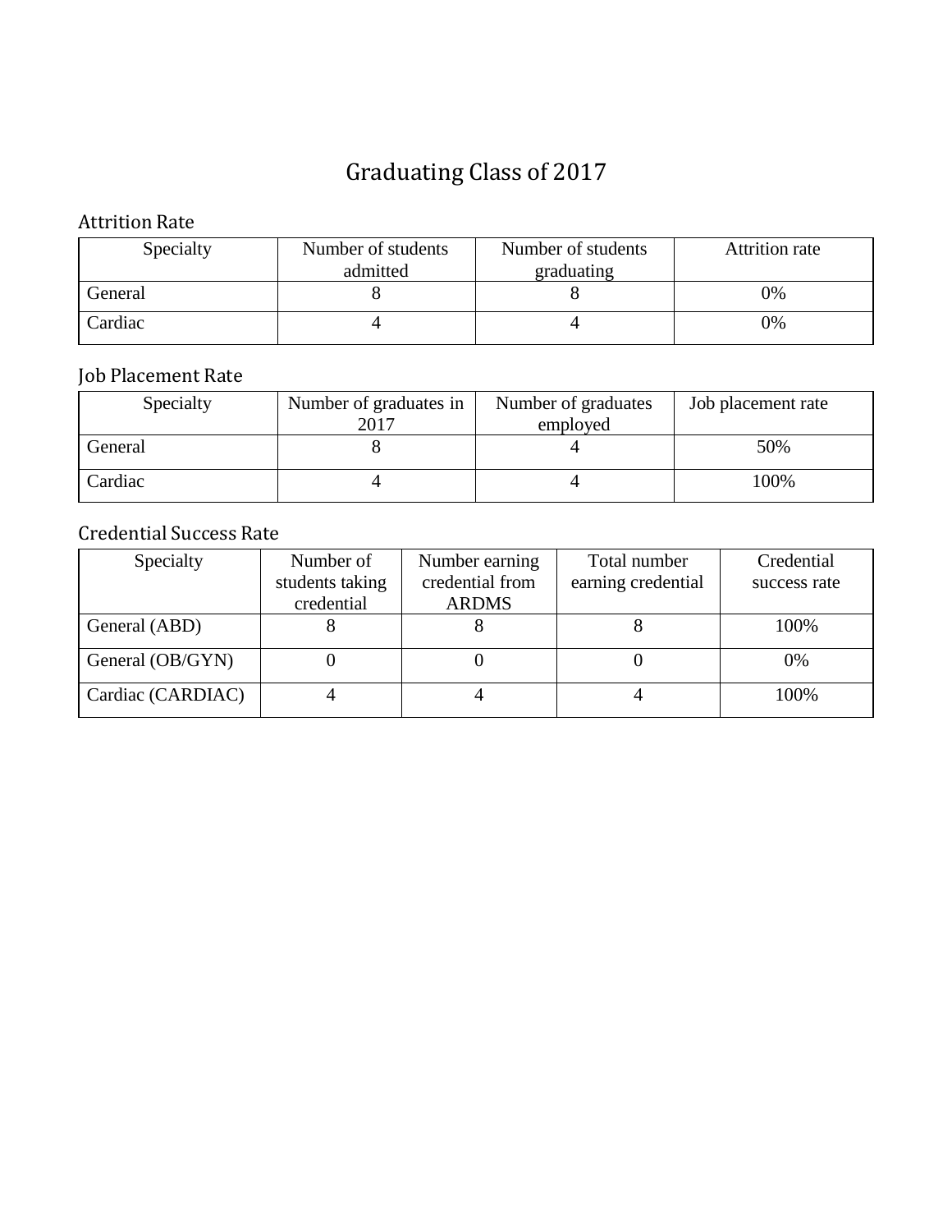# Graduating Class of 2017

## Attrition Rate

| Specialty | Number of students admitted | Number of students graduating | Attrition rate |
|---|---|---|---|
| General | 8 | 8 | 0% |
| Cardiac | 4 | 4 | 0% |

## Job Placement Rate

| Specialty | Number of graduates in 2017 | Number of graduates employed | Job placement rate |
|---|---|---|---|
| General | 8 | 4 | 50% |
| Cardiac | 4 | 4 | 100% |

## Credential Success Rate

| Specialty | Number of students taking credential | Number earning credential from ARDMS | Total number earning credential | Credential success rate |
|---|---|---|---|---|
| General (ABD) | 8 | 8 | 8 | 100% |
| General (OB/GYN) | 0 | 0 | 0 | 0% |
| Cardiac (CARDIAC) | 4 | 4 | 4 | 100% |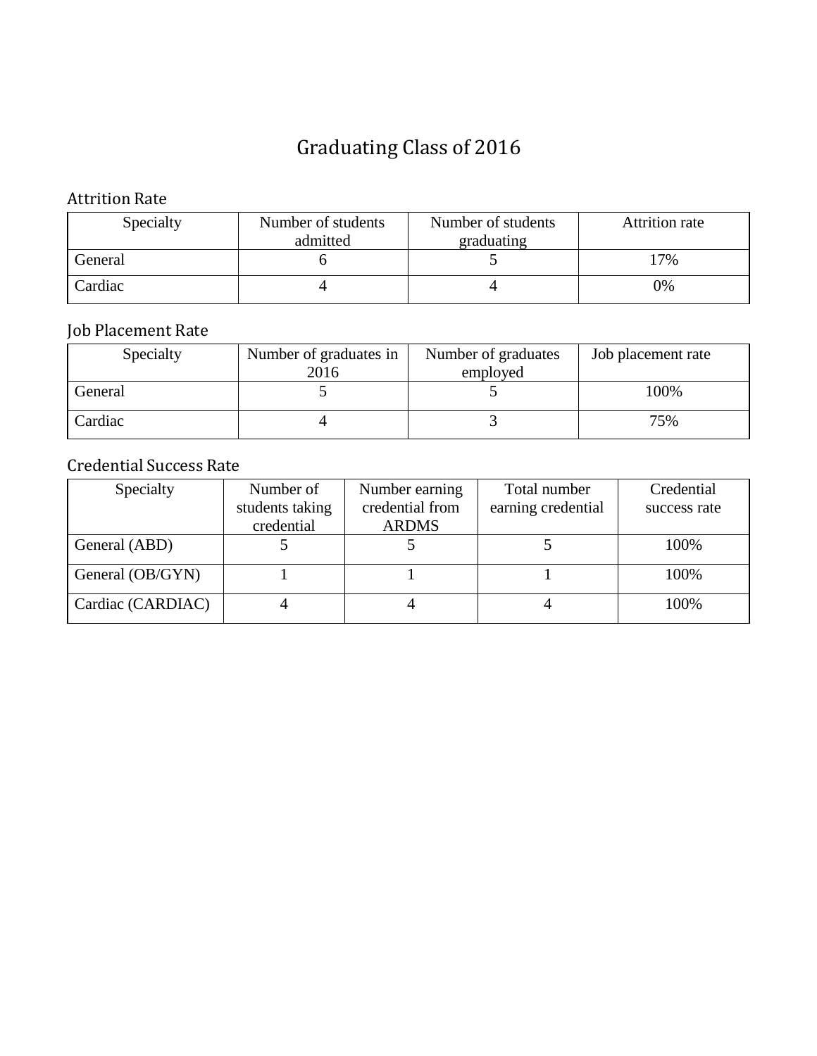# Graduating Class of 2016

## Attrition Rate

| Specialty | Number of students admitted | Number of students graduating | Attrition rate |
|---|---|---|---|
| General | 6 | 5 | 17% |
| Cardiac | 4 | 4 | 0% |

## Job Placement Rate

| Specialty | Number of graduates in 2016 | Number of graduates employed | Job placement rate |
|---|---|---|---|
| General | 5 | 5 | 100% |
| Cardiac | 4 | 3 | 75% |

## Credential Success Rate

| Specialty | Number of students taking credential | Number earning credential from ARDMS | Total number earning credential | Credential success rate |
|---|---|---|---|---|
| General (ABD) | 5 | 5 | 5 | 100% |
| General (OB/GYN) | 1 | 1 | 1 | 100% |
| Cardiac (CARDIAC) | 4 | 4 | 4 | 100% |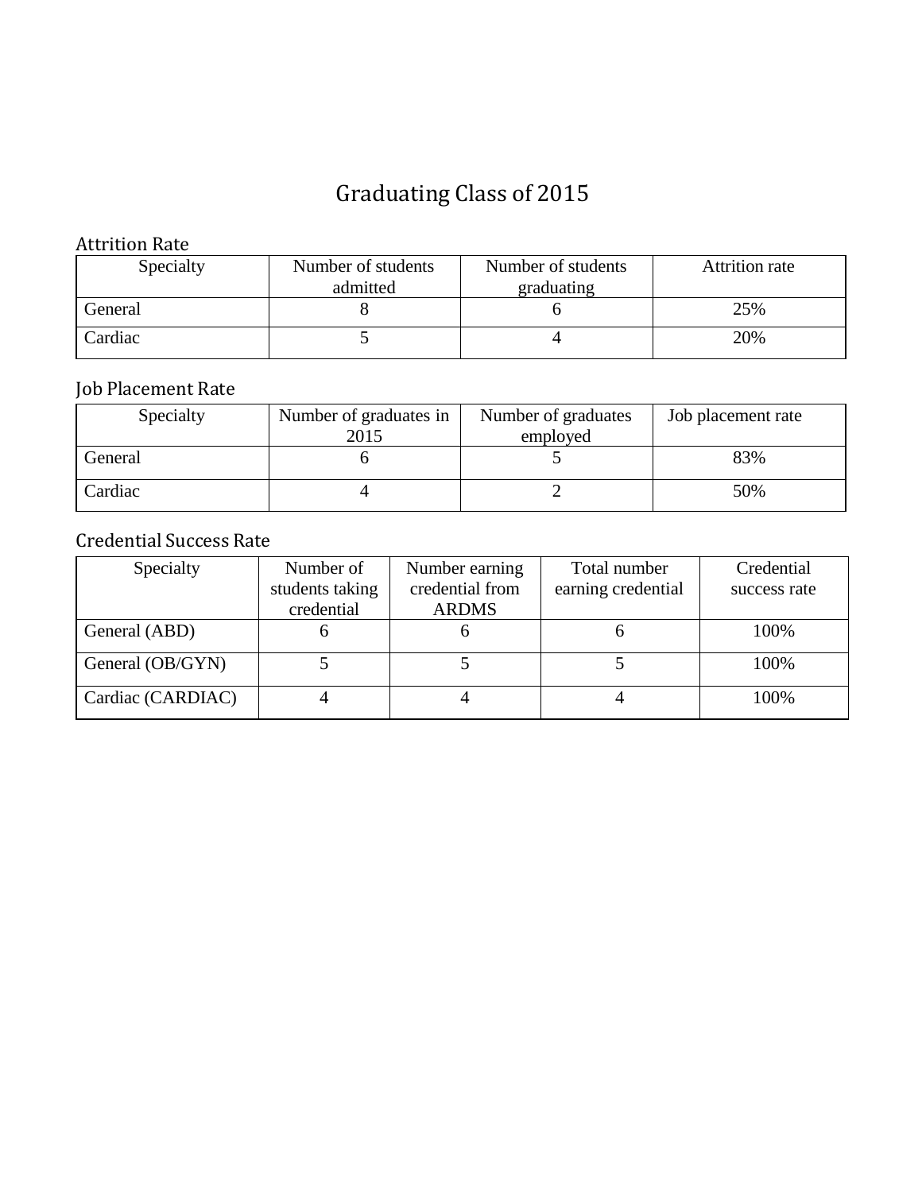# Graduating Class of 2015

## Attrition Rate

| Specialty | Number of students admitted | Number of students graduating | Attrition rate |
|---|---|---|---|
| General | 8 | 6 | 25% |
| Cardiac | 5 | 4 | 20% |

## Job Placement Rate

| Specialty | Number of graduates in 2015 | Number of graduates employed | Job placement rate |
|---|---|---|---|
| General | 6 | 5 | 83% |
| Cardiac | 4 | 2 | 50% |

## Credential Success Rate

| Specialty | Number of students taking credential | Number earning credential from ARDMS | Total number earning credential | Credential success rate |
|---|---|---|---|---|
| General (ABD) | 6 | 6 | 6 | 100% |
| General (OB/GYN) | 5 | 5 | 5 | 100% |
| Cardiac (CARDIAC) | 4 | 4 | 4 | 100% |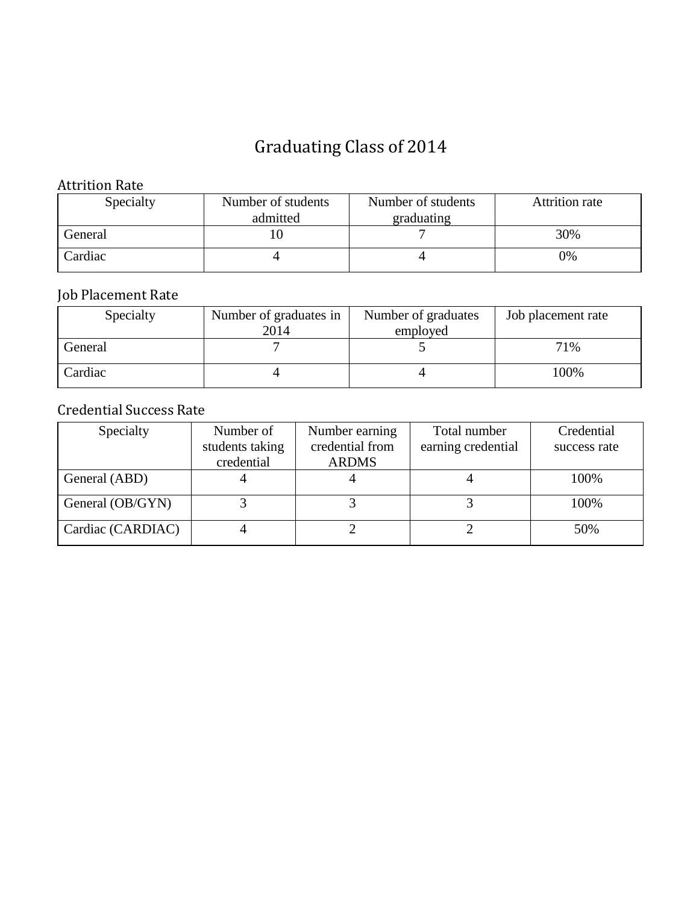# Graduating Class of 2014

## Attrition Rate

| Specialty | Number of students admitted | Number of students graduating | Attrition rate |
|---|---|---|---|
| General | 10 | 7 | 30% |
| Cardiac | 4 | 4 | 0% |

## Job Placement Rate

| Specialty | Number of graduates in 2014 | Number of graduates employed | Job placement rate |
|---|---|---|---|
| General | 7 | 5 | 71% |
| Cardiac | 4 | 4 | 100% |

## Credential Success Rate

| Specialty | Number of students taking credential | Number earning credential from ARDMS | Total number earning credential | Credential success rate |
|---|---|---|---|---|
| General (ABD) | 4 | 4 | 4 | 100% |
| General (OB/GYN) | 3 | 3 | 3 | 100% |
| Cardiac (CARDIAC) | 4 | 2 | 2 | 50% |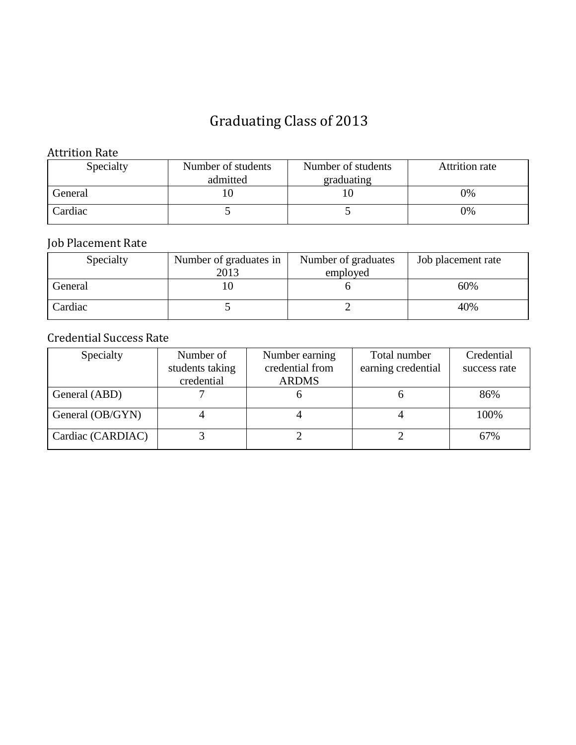# Graduating Class of 2013

## Attrition Rate

| Specialty | Number of students admitted | Number of students graduating | Attrition rate |
|---|---|---|---|
| General | 10 | 10 | 0% |
| Cardiac | 5 | 5 | 0% |

## Job Placement Rate

| Specialty | Number of graduates in 2013 | Number of graduates employed | Job placement rate |
|---|---|---|---|
| General | 10 | 6 | 60% |
| Cardiac | 5 | 2 | 40% |

## Credential Success Rate

| Specialty | Number of students taking credential | Number earning credential from ARDMS | Total number earning credential | Credential success rate |
|---|---|---|---|---|
| General (ABD) | 7 | 6 | 6 | 86% |
| General (OB/GYN) | 4 | 4 | 4 | 100% |
| Cardiac (CARDIAC) | 3 | 2 | 2 | 67% |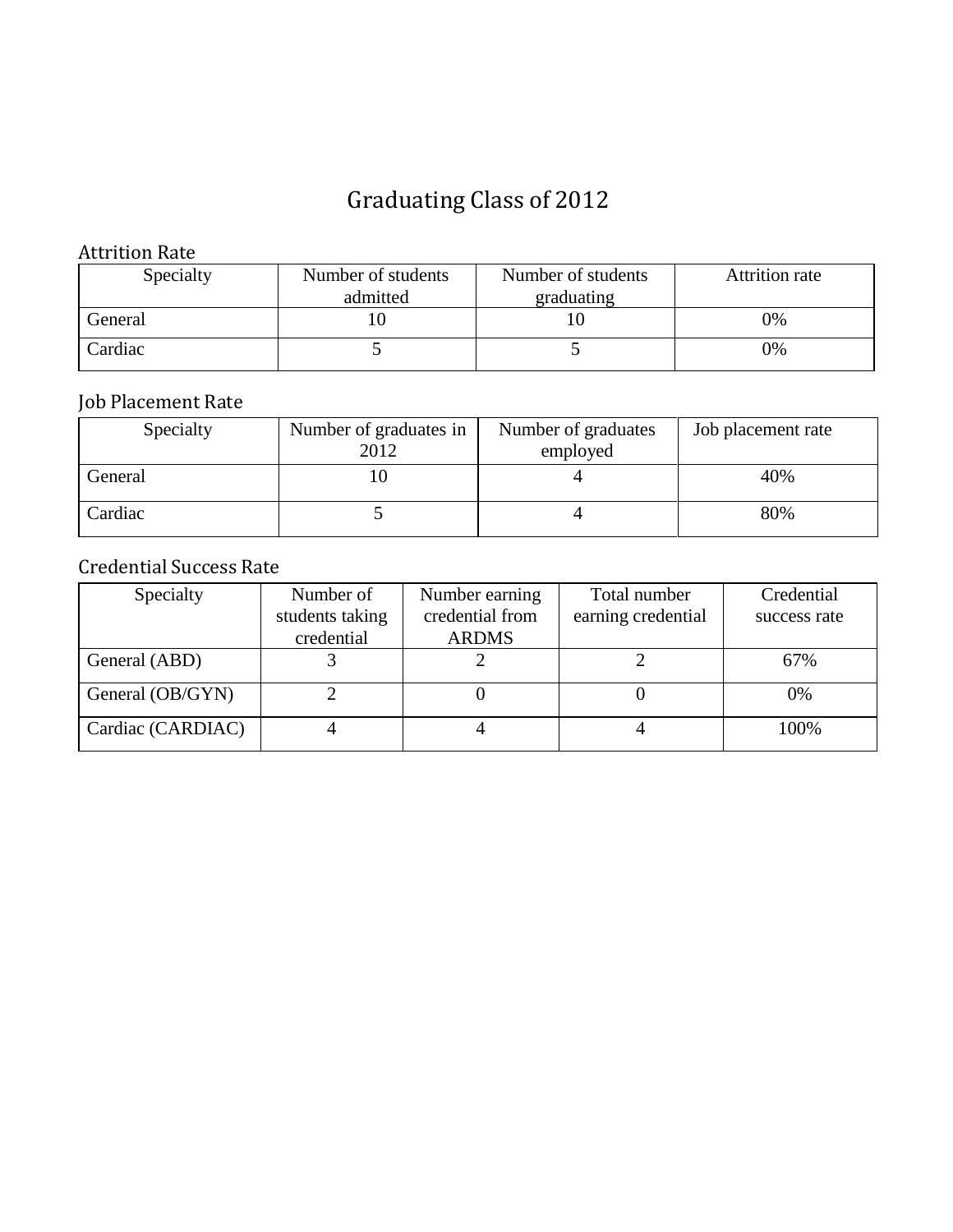# Graduating Class of 2012

## Attrition Rate

| Specialty | Number of students admitted | Number of students graduating | Attrition rate |
|---|---|---|---|
| General | 10 | 10 | 0% |
| Cardiac | 5 | 5 | 0% |

## Job Placement Rate

| Specialty | Number of graduates in 2012 | Number of graduates employed | Job placement rate |
|---|---|---|---|
| General | 10 | 4 | 40% |
| Cardiac | 5 | 4 | 80% |

## Credential Success Rate

| Specialty | Number of students taking credential | Number earning credential from ARDMS | Total number earning credential | Credential success rate |
|---|---|---|---|---|
| General (ABD) | 3 | 2 | 2 | 67% |
| General (OB/GYN) | 2 | 0 | 0 | 0% |
| Cardiac (CARDIAC) | 4 | 4 | 4 | 100% |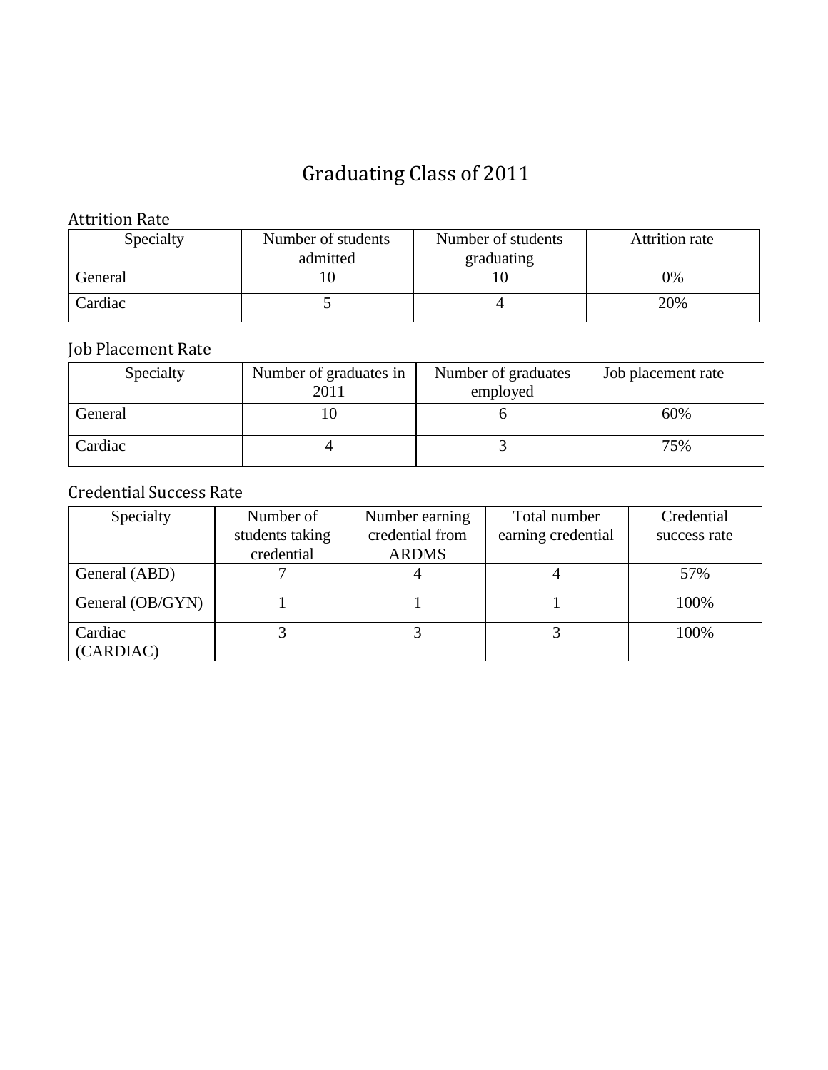# Graduating Class of 2011

## Attrition Rate

| Specialty | Number of students admitted | Number of students graduating | Attrition rate |
|---|---|---|---|
| General | 10 | 10 | 0% |
| Cardiac | 5 | 4 | 20% |

## Job Placement Rate

| Specialty | Number of graduates in 2011 | Number of graduates employed | Job placement rate |
|---|---|---|---|
| General | 10 | 6 | 60% |
| Cardiac | 4 | 3 | 75% |

## Credential Success Rate

| Specialty | Number of students taking credential | Number earning credential from ARDMS | Total number earning credential | Credential success rate |
|---|---|---|---|---|
| General (ABD) | 7 | 4 | 4 | 57% |
| General (OB/GYN) | 1 | 1 | 1 | 100% |
| Cardiac (CARDIAC) | 3 | 3 | 3 | 100% |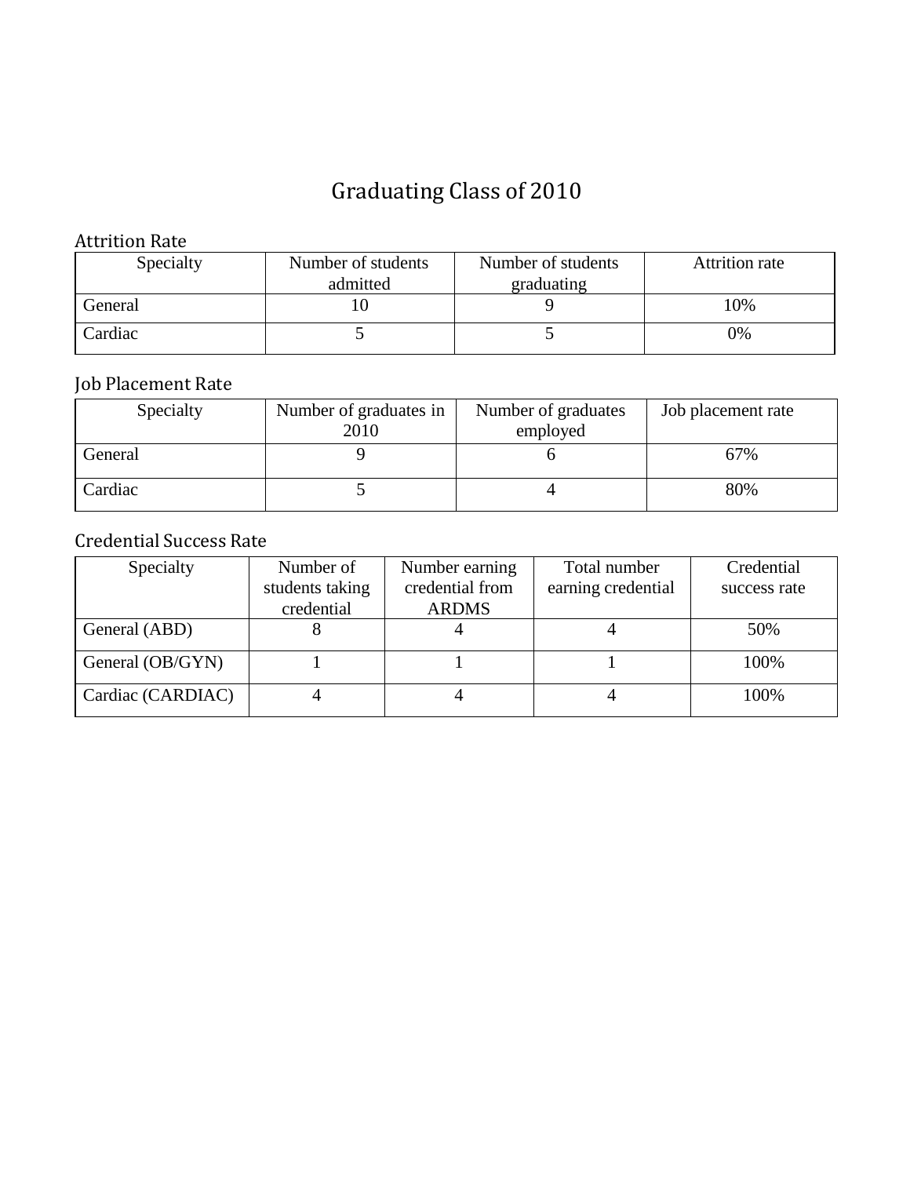# Graduating Class of 2010

## Attrition Rate

| Specialty | Number of students admitted | Number of students graduating | Attrition rate |
|---|---|---|---|
| General | 10 | 9 | 10% |
| Cardiac | 5 | 5 | 0% |

## Job Placement Rate

| Specialty | Number of graduates in 2010 | Number of graduates employed | Job placement rate |
|---|---|---|---|
| General | 9 | 6 | 67% |
| Cardiac | 5 | 4 | 80% |

## Credential Success Rate

| Specialty | Number of students taking credential | Number earning credential from ARDMS | Total number earning credential | Credential success rate |
|---|---|---|---|---|
| General (ABD) | 8 | 4 | 4 | 50% |
| General (OB/GYN) | 1 | 1 | 1 | 100% |
| Cardiac (CARDIAC) | 4 | 4 | 4 | 100% |